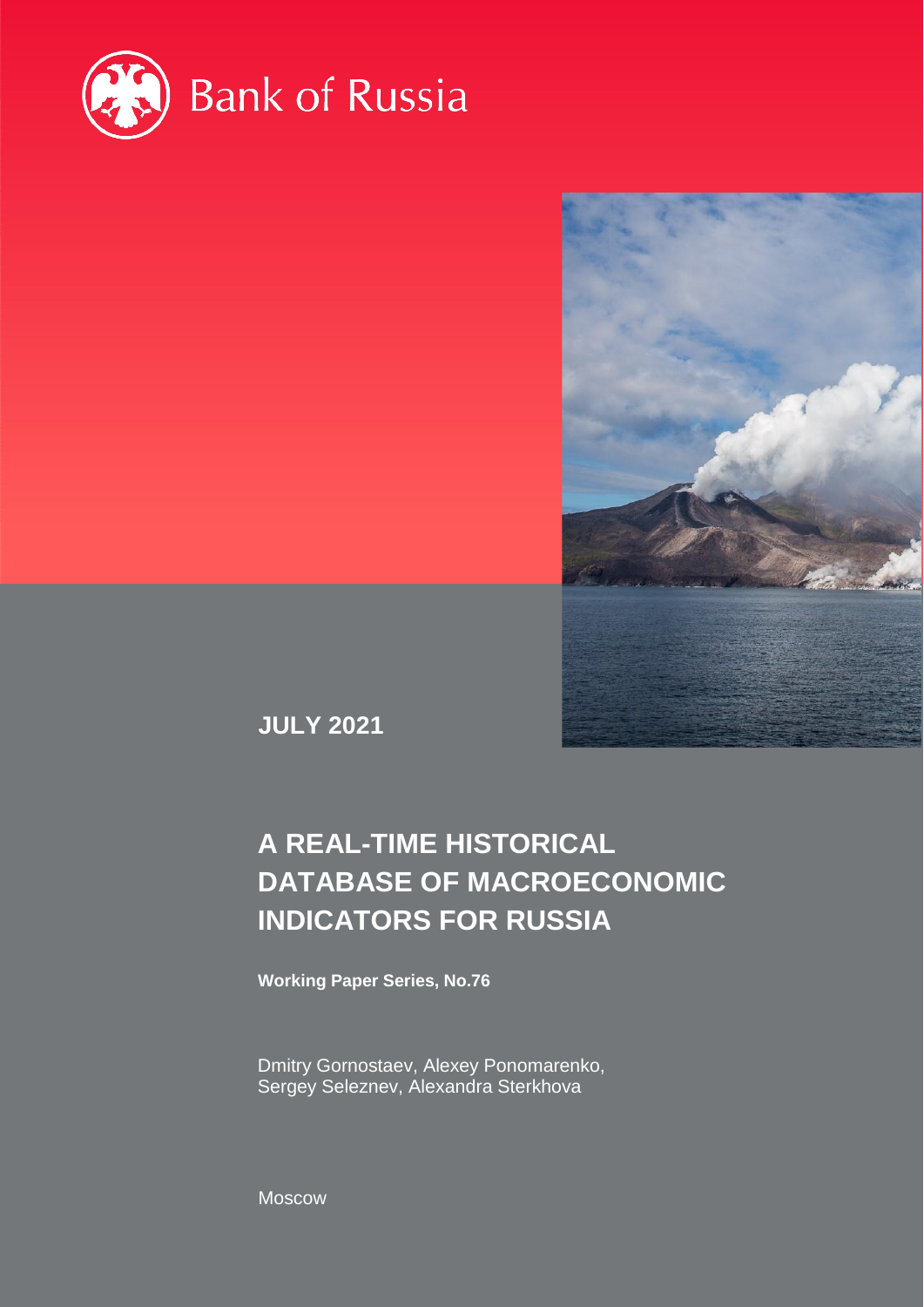Bank of Russia

**JULY 2021**

# A REAL-TIME HISTORICAL DATABASE OF MACROECONOMIC INDICATORS FOR RUSSIA

**Working Paper Series, No.76**

Dmitry Gornostaev, Alexey Ponomarenko, Sergey Seleznev, Alexandra Sterkhova

Moscow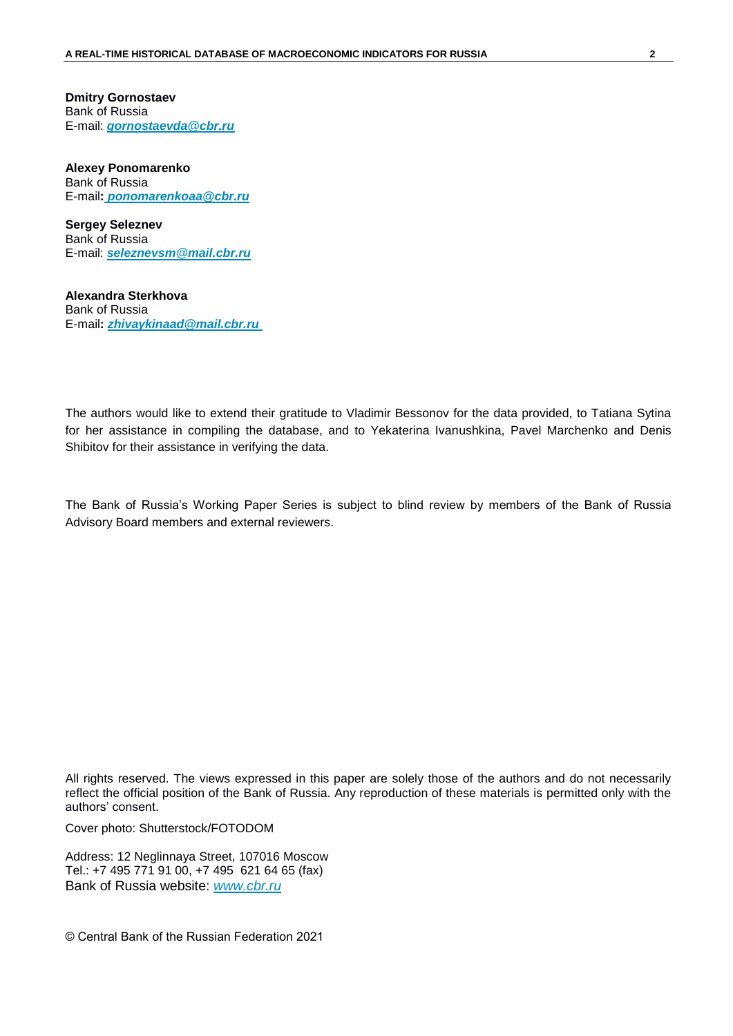**Dmitry Gornostaev**
Bank of Russia
E-mail: ***gornostaevda@cbr.ru***

**Alexey Ponomarenko**
Bank of Russia
E-mail**: *ponomarenkoaa@cbr.ru***

**Sergey Seleznev**
Bank of Russia
E-mail: ***seleznevsm@mail.cbr.ru***

**Alexandra Sterkhova**
Bank of Russia
E-mail**: *zhivaykinaad@mail.cbr.ru***

The authors would like to extend their gratitude to Vladimir Bessonov for the data provided, to Tatiana Sytina for her assistance in compiling the database, and to Yekaterina Ivanushkina, Pavel Marchenko and Denis Shibitov for their assistance in verifying the data.

The Bank of Russia's Working Paper Series is subject to blind review by members of the Bank of Russia Advisory Board members and external reviewers.

All rights reserved. The views expressed in this paper are solely those of the authors and do not necessarily reflect the official position of the Bank of Russia. Any reproduction of these materials is permitted only with the authors' consent.

Cover photo: Shutterstock/FOTODOM

Address: 12 Neglinnaya Street, 107016 Moscow
Tel.: +7 495 771 91 00, +7 495 621 64 65 (fax)
Bank of Russia website: *www.cbr.ru*

© Central Bank of the Russian Federation 2021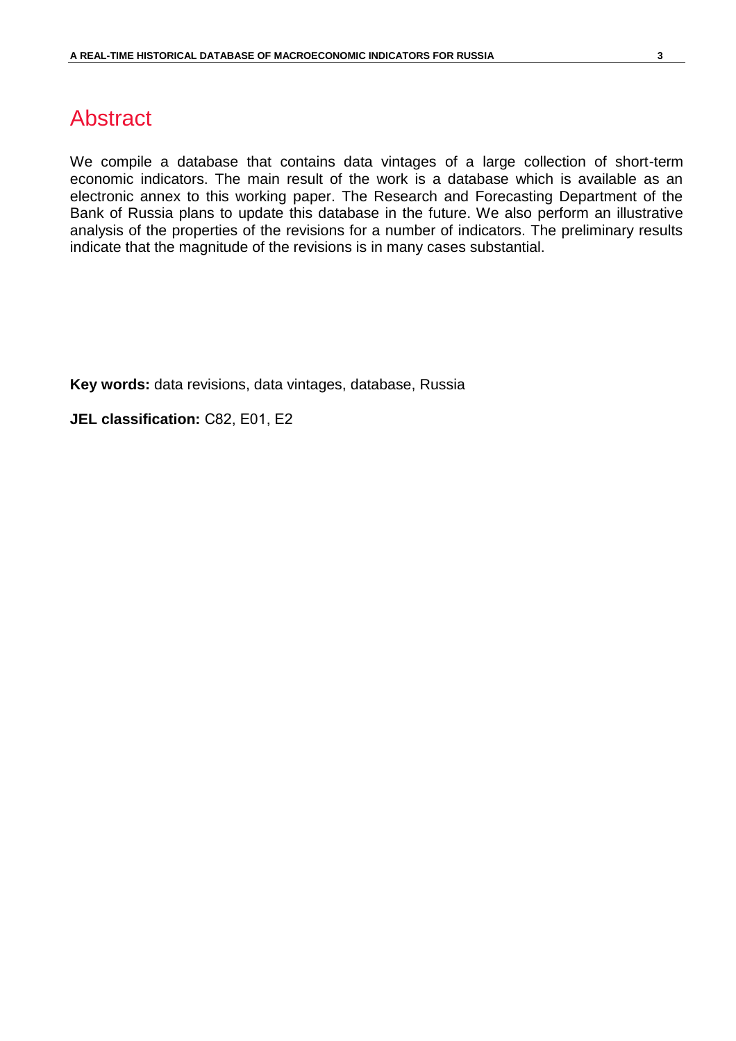# Abstract

We compile a database that contains data vintages of a large collection of short-term economic indicators. The main result of the work is a database which is available as an electronic annex to this working paper. The Research and Forecasting Department of the Bank of Russia plans to update this database in the future. We also perform an illustrative analysis of the properties of the revisions for a number of indicators. The preliminary results indicate that the magnitude of the revisions is in many cases substantial.

**Key words:** data revisions, data vintages, database, Russia

**JEL classification:** C82, E01, E2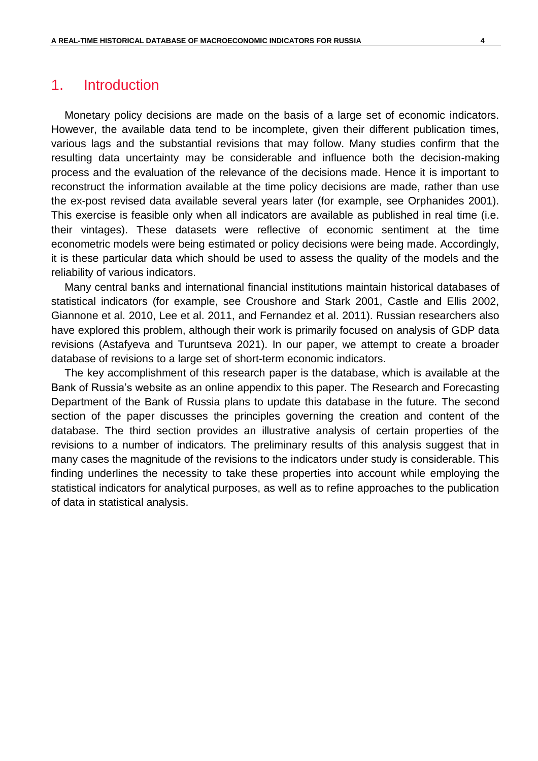# 1. Introduction

Monetary policy decisions are made on the basis of a large set of economic indicators. However, the available data tend to be incomplete, given their different publication times, various lags and the substantial revisions that may follow. Many studies confirm that the resulting data uncertainty may be considerable and influence both the decision-making process and the evaluation of the relevance of the decisions made. Hence it is important to reconstruct the information available at the time policy decisions are made, rather than use the ex-post revised data available several years later (for example, see Orphanides 2001). This exercise is feasible only when all indicators are available as published in real time (i.e. their vintages). These datasets were reflective of economic sentiment at the time econometric models were being estimated or policy decisions were being made. Accordingly, it is these particular data which should be used to assess the quality of the models and the reliability of various indicators.

Many central banks and international financial institutions maintain historical databases of statistical indicators (for example, see Croushore and Stark 2001, Castle and Ellis 2002, Giannone et al. 2010, Lee et al. 2011, and Fernandez et al. 2011). Russian researchers also have explored this problem, although their work is primarily focused on analysis of GDP data revisions (Astafyeva and Turuntseva 2021). In our paper, we attempt to create a broader database of revisions to a large set of short-term economic indicators.

The key accomplishment of this research paper is the database, which is available at the Bank of Russia's website as an online appendix to this paper. The Research and Forecasting Department of the Bank of Russia plans to update this database in the future. The second section of the paper discusses the principles governing the creation and content of the database. The third section provides an illustrative analysis of certain properties of the revisions to a number of indicators. The preliminary results of this analysis suggest that in many cases the magnitude of the revisions to the indicators under study is considerable. This finding underlines the necessity to take these properties into account while employing the statistical indicators for analytical purposes, as well as to refine approaches to the publication of data in statistical analysis.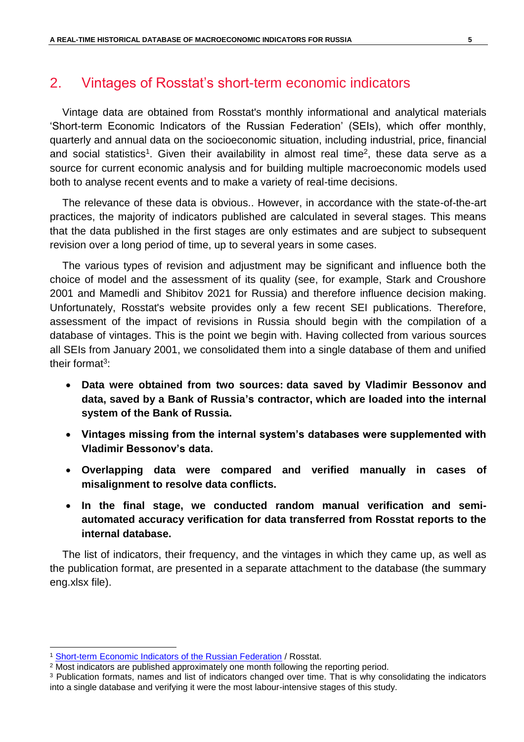## 2. Vintages of Rosstat's short-term economic indicators

Vintage data are obtained from Rosstat's monthly informational and analytical materials 'Short-term Economic Indicators of the Russian Federation' (SEIs), which offer monthly, quarterly and annual data on the socioeconomic situation, including industrial, price, financial and social statistics[1]. Given their availability in almost real time[2], these data serve as a source for current economic analysis and for building multiple macroeconomic models used both to analyse recent events and to make a variety of real-time decisions.

The relevance of these data is obvious.. However, in accordance with the state-of-the-art practices, the majority of indicators published are calculated in several stages. This means that the data published in the first stages are only estimates and are subject to subsequent revision over a long period of time, up to several years in some cases.

The various types of revision and adjustment may be significant and influence both the choice of model and the assessment of its quality (see, for example, Stark and Croushore 2001 and Mamedli and Shibitov 2021 for Russia) and therefore influence decision making. Unfortunately, Rosstat's website provides only a few recent SEI publications. Therefore, assessment of the impact of revisions in Russia should begin with the compilation of a database of vintages. This is the point we begin with. Having collected from various sources all SEIs from January 2001, we consolidated them into a single database of them and unified their format[3]:

- **Data were obtained from two sources: data saved by Vladimir Bessonov and data, saved by a Bank of Russia's contractor, which are loaded into the internal system of the Bank of Russia.**
- **Vintages missing from the internal system's databases were supplemented with Vladimir Bessonov's data.**
- **Overlapping data were compared and verified manually in cases of misalignment to resolve data conflicts.**
- **In the final stage, we conducted random manual verification and semi-automated accuracy verification for data transferred from Rosstat reports to the internal database.**

The list of indicators, their frequency, and the vintages in which they came up, as well as the publication format, are presented in a separate attachment to the database (the summary eng.xlsx file).

---

[1] Short-term Economic Indicators of the Russian Federation / Rosstat.

[2] Most indicators are published approximately one month following the reporting period.

[3] Publication formats, names and list of indicators changed over time. That is why consolidating the indicators into a single database and verifying it were the most labour-intensive stages of this study.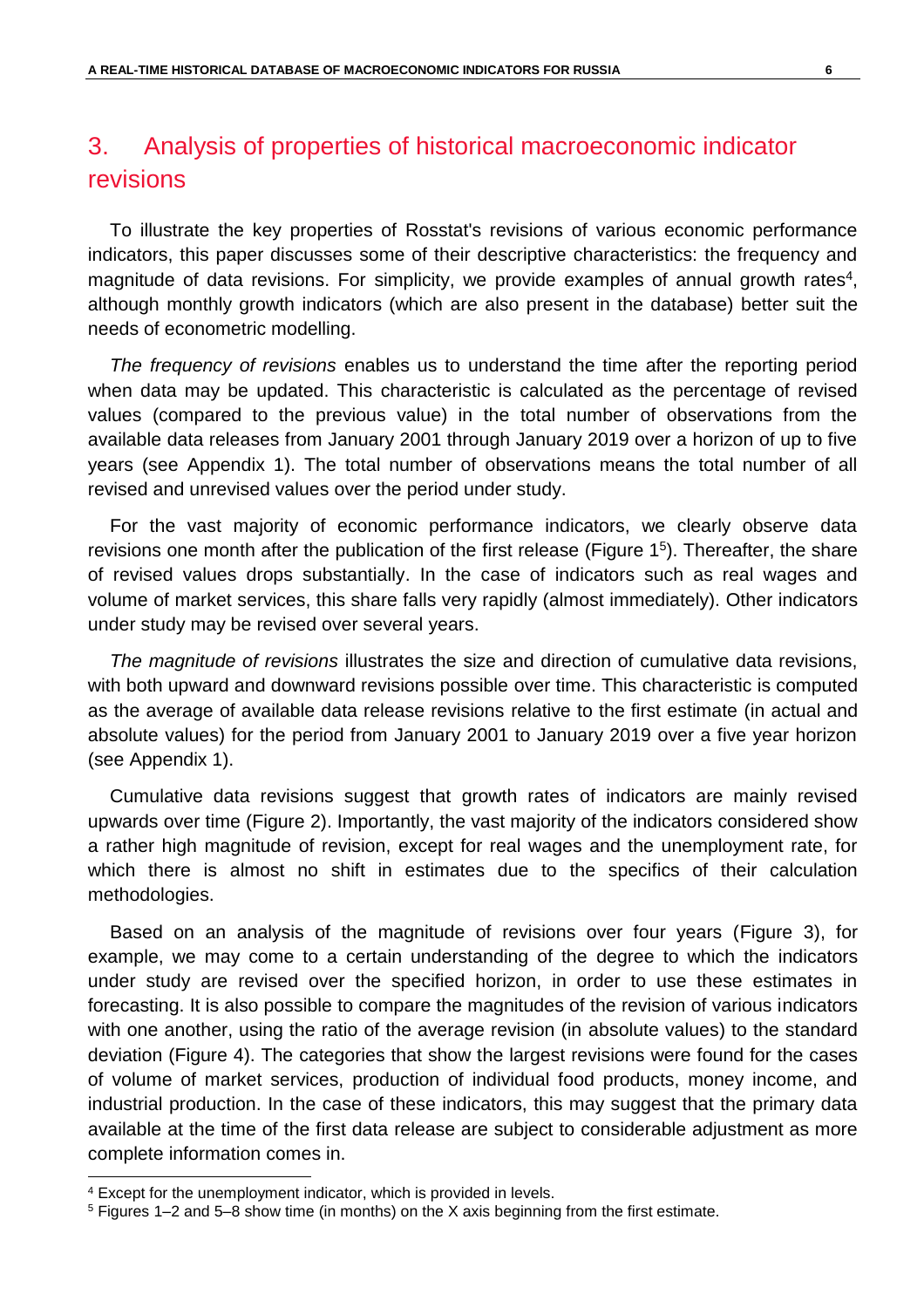## 3. Analysis of properties of historical macroeconomic indicator revisions

To illustrate the key properties of Rosstat's revisions of various economic performance indicators, this paper discusses some of their descriptive characteristics: the frequency and magnitude of data revisions. For simplicity, we provide examples of annual growth rates[4], although monthly growth indicators (which are also present in the database) better suit the needs of econometric modelling.

*The frequency of revisions* enables us to understand the time after the reporting period when data may be updated. This characteristic is calculated as the percentage of revised values (compared to the previous value) in the total number of observations from the available data releases from January 2001 through January 2019 over a horizon of up to five years (see Appendix 1). The total number of observations means the total number of all revised and unrevised values over the period under study.

For the vast majority of economic performance indicators, we clearly observe data revisions one month after the publication of the first release (Figure 1[5]). Thereafter, the share of revised values drops substantially. In the case of indicators such as real wages and volume of market services, this share falls very rapidly (almost immediately). Other indicators under study may be revised over several years.

*The magnitude of revisions* illustrates the size and direction of cumulative data revisions, with both upward and downward revisions possible over time. This characteristic is computed as the average of available data release revisions relative to the first estimate (in actual and absolute values) for the period from January 2001 to January 2019 over a five year horizon (see Appendix 1).

Cumulative data revisions suggest that growth rates of indicators are mainly revised upwards over time (Figure 2). Importantly, the vast majority of the indicators considered show a rather high magnitude of revision, except for real wages and the unemployment rate, for which there is almost no shift in estimates due to the specifics of their calculation methodologies.

Based on an analysis of the magnitude of revisions over four years (Figure 3), for example, we may come to a certain understanding of the degree to which the indicators under study are revised over the specified horizon, in order to use these estimates in forecasting. It is also possible to compare the magnitudes of the revision of various indicators with one another, using the ratio of the average revision (in absolute values) to the standard deviation (Figure 4). The categories that show the largest revisions were found for the cases of volume of market services, production of individual food products, money income, and industrial production. In the case of these indicators, this may suggest that the primary data available at the time of the first data release are subject to considerable adjustment as more complete information comes in.

---

[4] Except for the unemployment indicator, which is provided in levels.

[5] Figures 1–2 and 5–8 show time (in months) on the X axis beginning from the first estimate.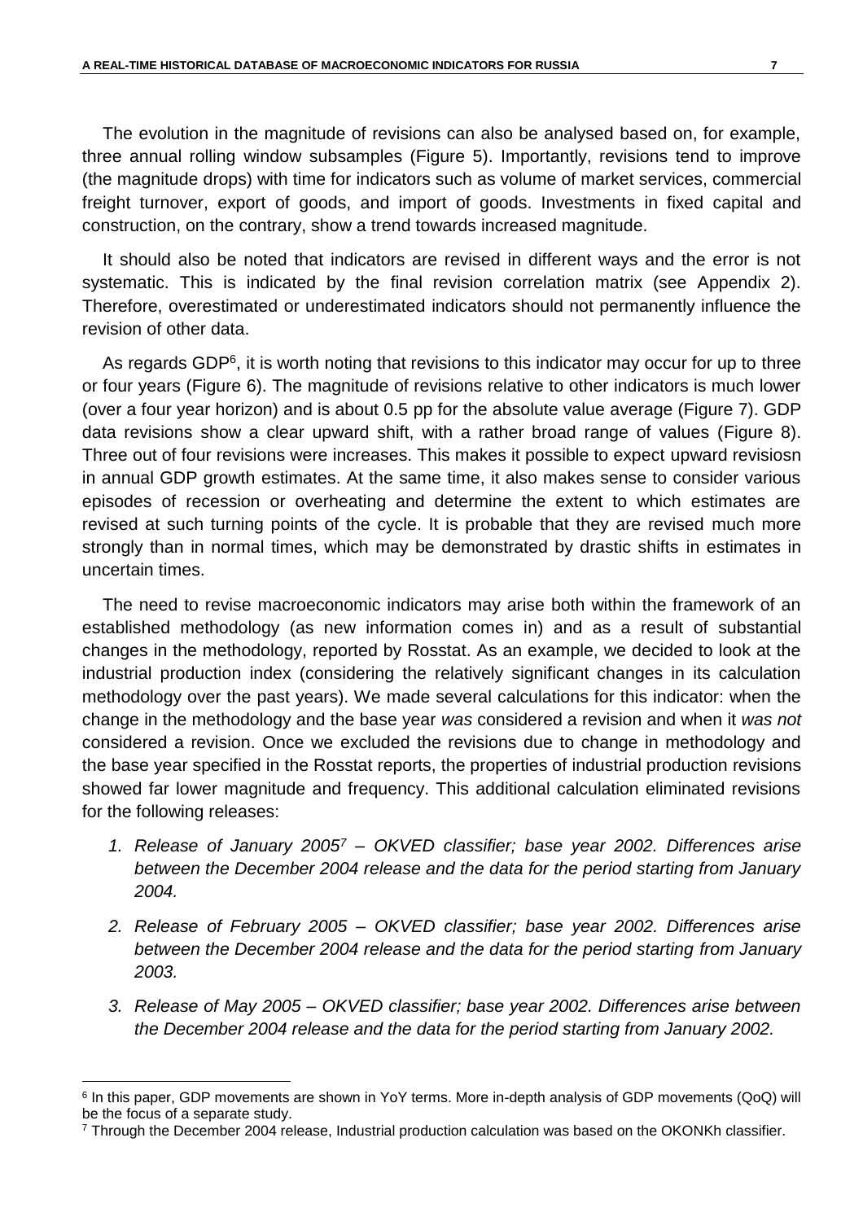The evolution in the magnitude of revisions can also be analysed based on, for example, three annual rolling window subsamples (Figure 5). Importantly, revisions tend to improve (the magnitude drops) with time for indicators such as volume of market services, commercial freight turnover, export of goods, and import of goods. Investments in fixed capital and construction, on the contrary, show a trend towards increased magnitude.

It should also be noted that indicators are revised in different ways and the error is not systematic. This is indicated by the final revision correlation matrix (see Appendix 2). Therefore, overestimated or underestimated indicators should not permanently influence the revision of other data.

As regards GDP[6], it is worth noting that revisions to this indicator may occur for up to three or four years (Figure 6). The magnitude of revisions relative to other indicators is much lower (over a four year horizon) and is about 0.5 pp for the absolute value average (Figure 7). GDP data revisions show a clear upward shift, with a rather broad range of values (Figure 8). Three out of four revisions were increases. This makes it possible to expect upward revisiosn in annual GDP growth estimates. At the same time, it also makes sense to consider various episodes of recession or overheating and determine the extent to which estimates are revised at such turning points of the cycle. It is probable that they are revised much more strongly than in normal times, which may be demonstrated by drastic shifts in estimates in uncertain times.

The need to revise macroeconomic indicators may arise both within the framework of an established methodology (as new information comes in) and as a result of substantial changes in the methodology, reported by Rosstat. As an example, we decided to look at the industrial production index (considering the relatively significant changes in its calculation methodology over the past years). We made several calculations for this indicator: when the change in the methodology and the base year *was* considered a revision and when it *was not* considered a revision. Once we excluded the revisions due to change in methodology and the base year specified in the Rosstat reports, the properties of industrial production revisions showed far lower magnitude and frequency. This additional calculation eliminated revisions for the following releases:

1. *Release of January 2005[7] – OKVED classifier; base year 2002. Differences arise between the December 2004 release and the data for the period starting from January 2004.*
2. *Release of February 2005 – OKVED classifier; base year 2002. Differences arise between the December 2004 release and the data for the period starting from January 2003.*
3. *Release of May 2005 – OKVED classifier; base year 2002. Differences arise between the December 2004 release and the data for the period starting from January 2002.*

---

[6] In this paper, GDP movements are shown in YoY terms. More in-depth analysis of GDP movements (QoQ) will be the focus of a separate study.

[7] Through the December 2004 release, Industrial production calculation was based on the OKONKh classifier.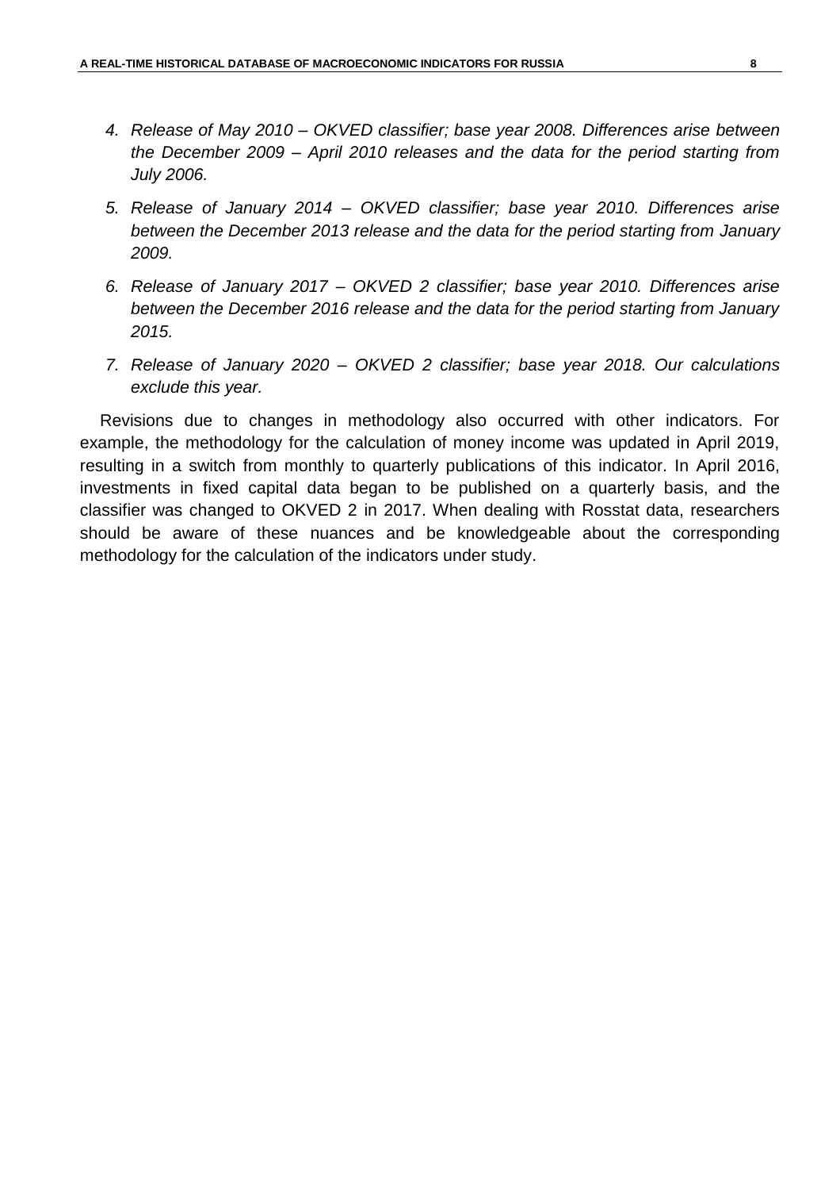4. *Release of May 2010 – OKVED classifier; base year 2008. Differences arise between the December 2009 – April 2010 releases and the data for the period starting from July 2006.*

5. *Release of January 2014 – OKVED classifier; base year 2010. Differences arise between the December 2013 release and the data for the period starting from January 2009.*

6. *Release of January 2017 – OKVED 2 classifier; base year 2010. Differences arise between the December 2016 release and the data for the period starting from January 2015.*

7. *Release of January 2020 – OKVED 2 classifier; base year 2018. Our calculations exclude this year.*

Revisions due to changes in methodology also occurred with other indicators. For example, the methodology for the calculation of money income was updated in April 2019, resulting in a switch from monthly to quarterly publications of this indicator. In April 2016, investments in fixed capital data began to be published on a quarterly basis, and the classifier was changed to OKVED 2 in 2017. When dealing with Rosstat data, researchers should be aware of these nuances and be knowledgeable about the corresponding methodology for the calculation of the indicators under study.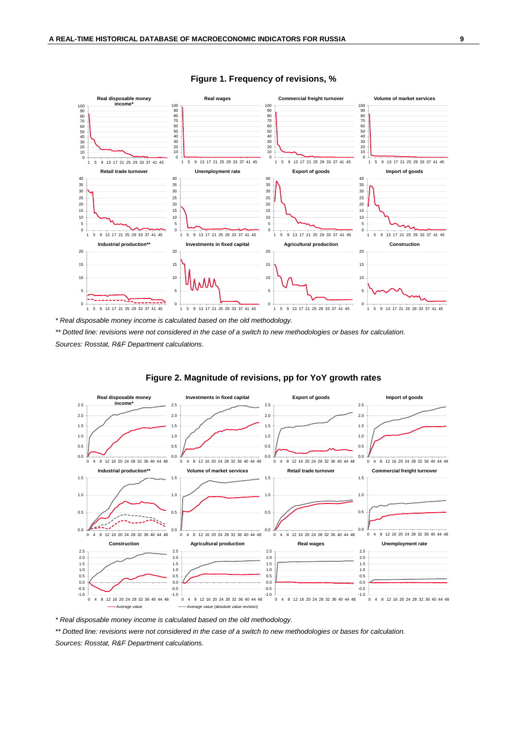**Figure 1. Frequency of revisions, %**

*\* Real disposable money income is calculated based on the old methodology.*

*\*\* Dotted line: revisions were not considered in the case of a switch to new methodologies or bases for calculation.*

*Sources: Rosstat, R&F Department calculations.*

**Figure 2. Magnitude of revisions, pp for YoY growth rates**

*\* Real disposable money income is calculated based on the old methodology.*

*\*\* Dotted line: revisions were not considered in the case of a switch to new methodologies or bases for calculation.*

*Sources: Rosstat, R&F Department calculations.*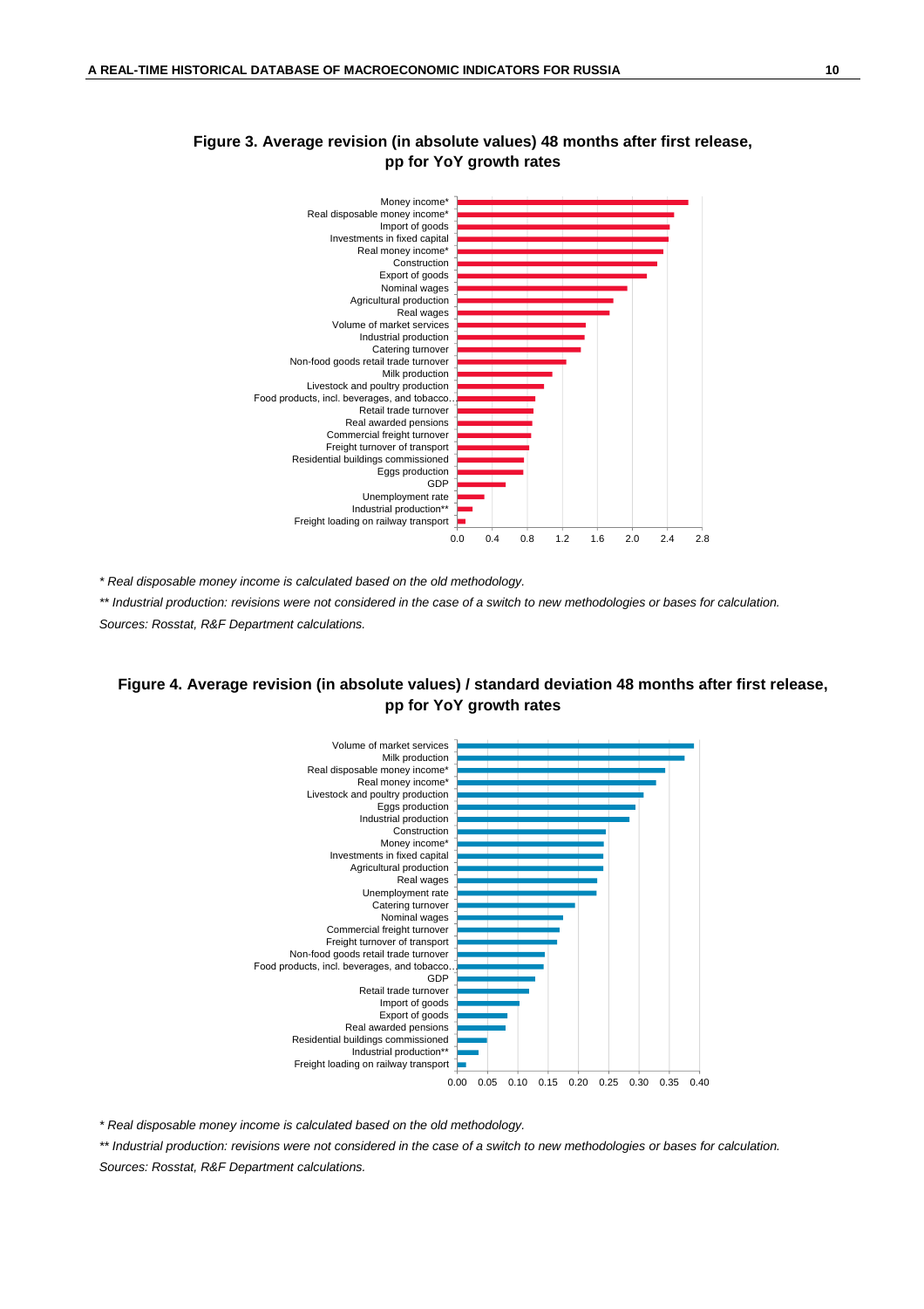**Figure 3. Average revision (in absolute values) 48 months after first release, pp for YoY growth rates**

*\* Real disposable money income is calculated based on the old methodology.*

*\*\* Industrial production: revisions were not considered in the case of a switch to new methodologies or bases for calculation.*

*Sources: Rosstat, R&F Department calculations.*

**Figure 4. Average revision (in absolute values) / standard deviation 48 months after first release, pp for YoY growth rates**

*\* Real disposable money income is calculated based on the old methodology.*

*\*\* Industrial production: revisions were not considered in the case of a switch to new methodologies or bases for calculation.*

*Sources: Rosstat, R&F Department calculations.*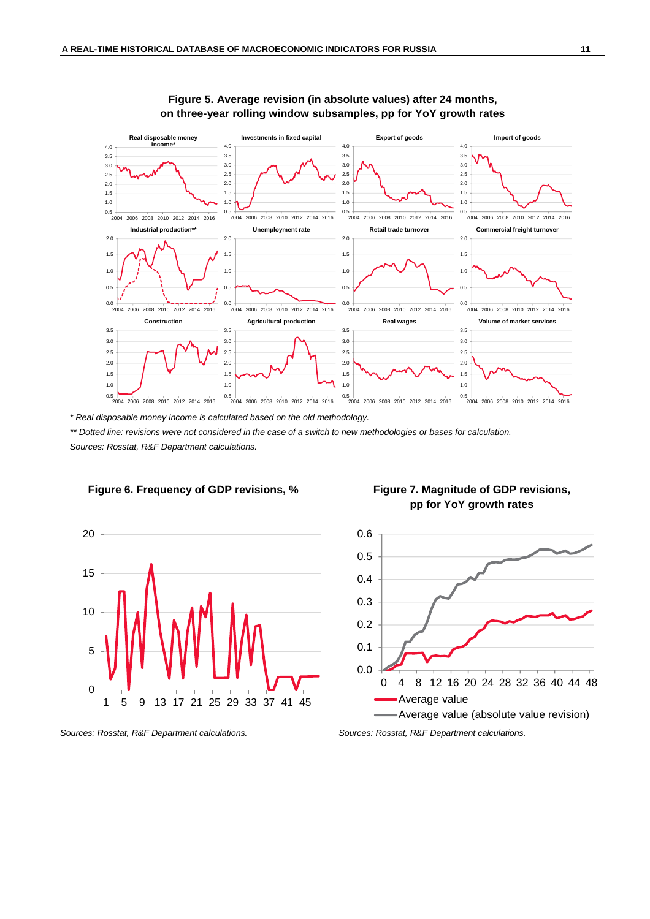**Figure 5. Average revision (in absolute values) after 24 months, on three-year rolling window subsamples, pp for YoY growth rates**

*\* Real disposable money income is calculated based on the old methodology.*

*\*\* Dotted line: revisions were not considered in the case of a switch to new methodologies or bases for calculation.*

*Sources: Rosstat, R&F Department calculations.*

**Figure 6. Frequency of GDP revisions, %**

*Sources: Rosstat, R&F Department calculations.*

**Figure 7. Magnitude of GDP revisions, pp for YoY growth rates**

*Sources: Rosstat, R&F Department calculations.*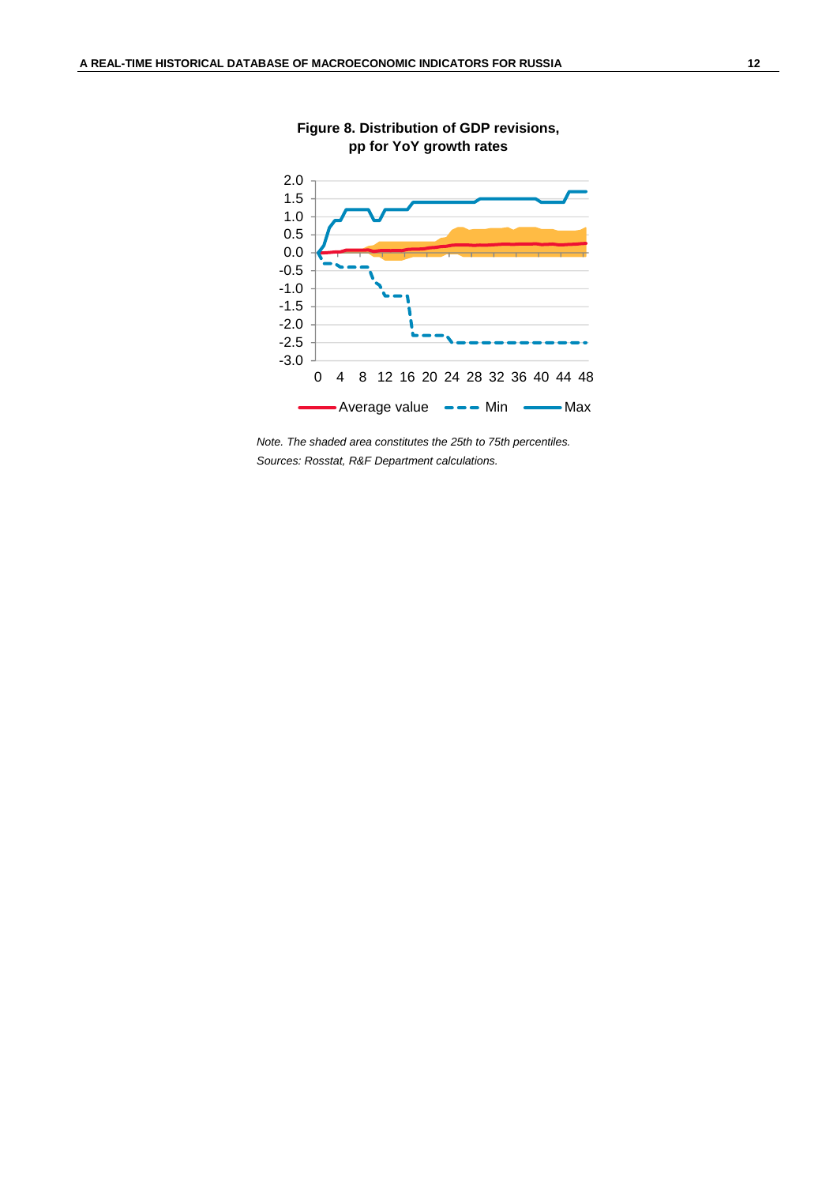**Figure 8. Distribution of GDP revisions, pp for YoY growth rates**

*Note. The shaded area constitutes the 25th to 75th percentiles.*
*Sources: Rosstat, R&F Department calculations.*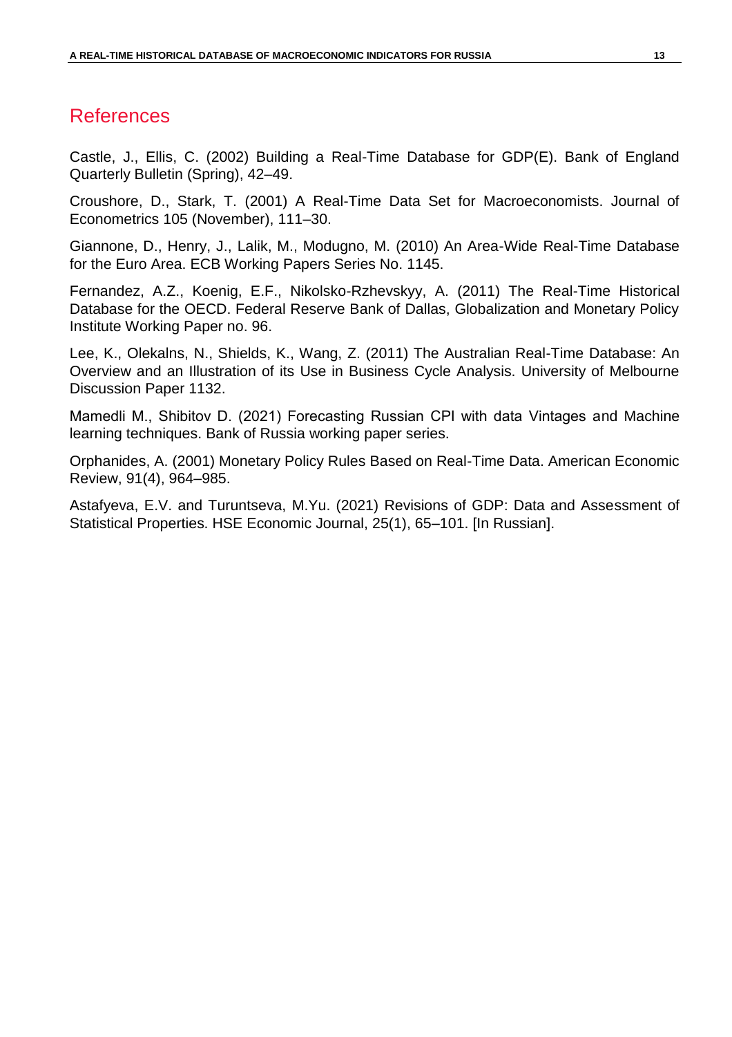## References

Castle, J., Ellis, C. (2002) Building a Real-Time Database for GDP(E). Bank of England Quarterly Bulletin (Spring), 42–49.

Croushore, D., Stark, T. (2001) A Real-Time Data Set for Macroeconomists. Journal of Econometrics 105 (November), 111–30.

Giannone, D., Henry, J., Lalik, M., Modugno, M. (2010) An Area-Wide Real-Time Database for the Euro Area. ECB Working Papers Series No. 1145.

Fernandez, A.Z., Koenig, E.F., Nikolsko-Rzhevskyy, A. (2011) The Real-Time Historical Database for the OECD. Federal Reserve Bank of Dallas, Globalization and Monetary Policy Institute Working Paper no. 96.

Lee, K., Olekalns, N., Shields, K., Wang, Z. (2011) The Australian Real-Time Database: An Overview and an Illustration of its Use in Business Cycle Analysis. University of Melbourne Discussion Paper 1132.

Mamedli M., Shibitov D. (2021) Forecasting Russian CPI with data Vintages and Machine learning techniques. Bank of Russia working paper series.

Orphanides, A. (2001) Monetary Policy Rules Based on Real-Time Data. American Economic Review, 91(4), 964–985.

Astafyeva, E.V. and Turuntseva, M.Yu. (2021) Revisions of GDP: Data and Assessment of Statistical Properties. HSE Economic Journal, 25(1), 65–101. [In Russian].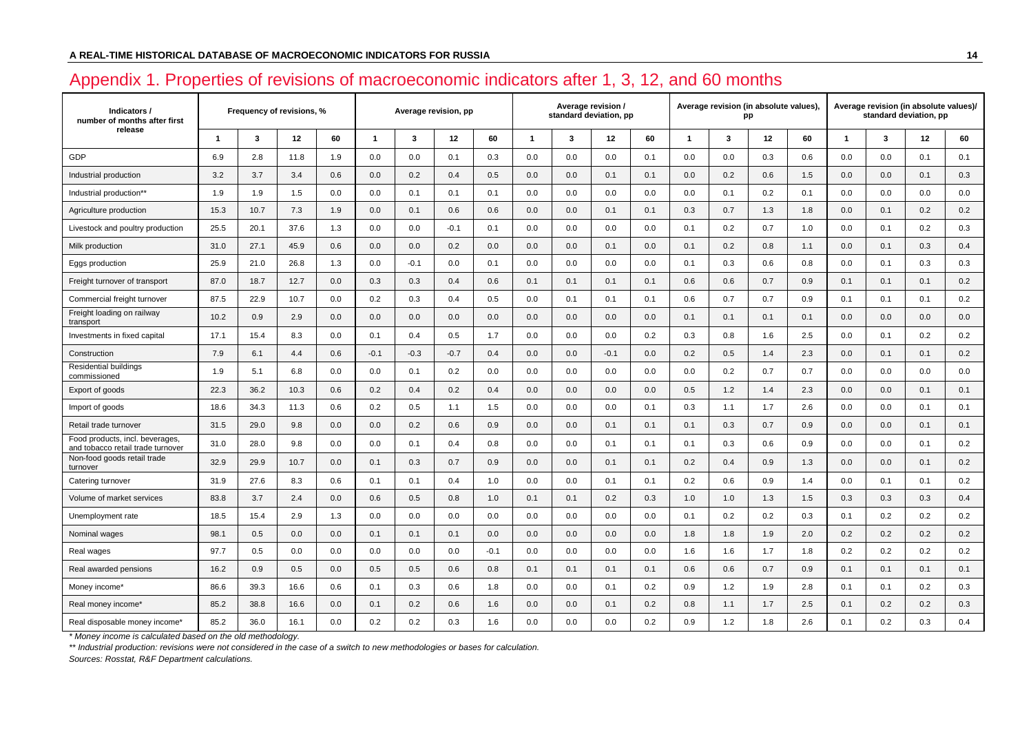## Appendix 1. Properties of revisions of macroeconomic indicators after 1, 3, 12, and 60 months

| Indicators / number of months after first release | Frequency of revisions, % | | | | Average revision, pp | | | | Average revision / standard deviation, pp | | | | Average revision (in absolute values), pp | | | | Average revision (in absolute values)/ standard deviation, pp | | | |
|---|---|---|---|---|---|---|---|---|---|---|---|---|---|---|---|---|---|---|---|---|
| | 1 | 3 | 12 | 60 | 1 | 3 | 12 | 60 | 1 | 3 | 12 | 60 | 1 | 3 | 12 | 60 | 1 | 3 | 12 | 60 |
| GDP | 6.9 | 2.8 | 11.8 | 1.9 | 0.0 | 0.0 | 0.1 | 0.3 | 0.0 | 0.0 | 0.0 | 0.1 | 0.0 | 0.0 | 0.3 | 0.6 | 0.0 | 0.0 | 0.1 | 0.1 |
| Industrial production | 3.2 | 3.7 | 3.4 | 0.6 | 0.0 | 0.2 | 0.4 | 0.5 | 0.0 | 0.0 | 0.1 | 0.1 | 0.0 | 0.2 | 0.6 | 1.5 | 0.0 | 0.0 | 0.1 | 0.3 |
| Industrial production** | 1.9 | 1.9 | 1.5 | 0.0 | 0.0 | 0.1 | 0.1 | 0.1 | 0.0 | 0.0 | 0.0 | 0.0 | 0.0 | 0.1 | 0.2 | 0.1 | 0.0 | 0.0 | 0.0 | 0.0 |
| Agriculture production | 15.3 | 10.7 | 7.3 | 1.9 | 0.0 | 0.1 | 0.6 | 0.6 | 0.0 | 0.0 | 0.1 | 0.1 | 0.3 | 0.7 | 1.3 | 1.8 | 0.0 | 0.1 | 0.2 | 0.2 |
| Livestock and poultry production | 25.5 | 20.1 | 37.6 | 1.3 | 0.0 | 0.0 | -0.1 | 0.1 | 0.0 | 0.0 | 0.0 | 0.0 | 0.1 | 0.2 | 0.7 | 1.0 | 0.0 | 0.1 | 0.2 | 0.3 |
| Milk production | 31.0 | 27.1 | 45.9 | 0.6 | 0.0 | 0.0 | 0.2 | 0.0 | 0.0 | 0.0 | 0.1 | 0.0 | 0.1 | 0.2 | 0.8 | 1.1 | 0.0 | 0.1 | 0.3 | 0.4 |
| Eggs production | 25.9 | 21.0 | 26.8 | 1.3 | 0.0 | -0.1 | 0.0 | 0.1 | 0.0 | 0.0 | 0.0 | 0.0 | 0.1 | 0.3 | 0.6 | 0.8 | 0.0 | 0.1 | 0.3 | 0.3 |
| Freight turnover of transport | 87.0 | 18.7 | 12.7 | 0.0 | 0.3 | 0.3 | 0.4 | 0.6 | 0.1 | 0.1 | 0.1 | 0.1 | 0.6 | 0.6 | 0.7 | 0.9 | 0.1 | 0.1 | 0.1 | 0.2 |
| Commercial freight turnover | 87.5 | 22.9 | 10.7 | 0.0 | 0.2 | 0.3 | 0.4 | 0.5 | 0.0 | 0.1 | 0.1 | 0.1 | 0.6 | 0.7 | 0.7 | 0.9 | 0.1 | 0.1 | 0.1 | 0.2 |
| Freight loading on railway transport | 10.2 | 0.9 | 2.9 | 0.0 | 0.0 | 0.0 | 0.0 | 0.0 | 0.0 | 0.0 | 0.0 | 0.0 | 0.1 | 0.1 | 0.1 | 0.1 | 0.0 | 0.0 | 0.0 | 0.0 |
| Investments in fixed capital | 17.1 | 15.4 | 8.3 | 0.0 | 0.1 | 0.4 | 0.5 | 1.7 | 0.0 | 0.0 | 0.0 | 0.2 | 0.3 | 0.8 | 1.6 | 2.5 | 0.0 | 0.1 | 0.2 | 0.2 |
| Construction | 7.9 | 6.1 | 4.4 | 0.6 | -0.1 | -0.3 | -0.7 | 0.4 | 0.0 | 0.0 | -0.1 | 0.0 | 0.2 | 0.5 | 1.4 | 2.3 | 0.0 | 0.1 | 0.1 | 0.2 |
| Residential buildings commissioned | 1.9 | 5.1 | 6.8 | 0.0 | 0.0 | 0.1 | 0.2 | 0.0 | 0.0 | 0.0 | 0.0 | 0.0 | 0.0 | 0.2 | 0.7 | 0.7 | 0.0 | 0.0 | 0.0 | 0.0 |
| Export of goods | 22.3 | 36.2 | 10.3 | 0.6 | 0.2 | 0.4 | 0.2 | 0.4 | 0.0 | 0.0 | 0.0 | 0.0 | 0.5 | 1.2 | 1.4 | 2.3 | 0.0 | 0.0 | 0.1 | 0.1 |
| Import of goods | 18.6 | 34.3 | 11.3 | 0.6 | 0.2 | 0.5 | 1.1 | 1.5 | 0.0 | 0.0 | 0.0 | 0.1 | 0.3 | 1.1 | 1.7 | 2.6 | 0.0 | 0.0 | 0.1 | 0.1 |
| Retail trade turnover | 31.5 | 29.0 | 9.8 | 0.0 | 0.0 | 0.2 | 0.6 | 0.9 | 0.0 | 0.0 | 0.1 | 0.1 | 0.1 | 0.3 | 0.7 | 0.9 | 0.0 | 0.0 | 0.1 | 0.1 |
| Food products, incl. beverages, and tobacco retail trade turnover | 31.0 | 28.0 | 9.8 | 0.0 | 0.0 | 0.1 | 0.4 | 0.8 | 0.0 | 0.0 | 0.1 | 0.1 | 0.1 | 0.3 | 0.6 | 0.9 | 0.0 | 0.0 | 0.1 | 0.2 |
| Non-food goods retail trade turnover | 32.9 | 29.9 | 10.7 | 0.0 | 0.1 | 0.3 | 0.7 | 0.9 | 0.0 | 0.0 | 0.1 | 0.1 | 0.2 | 0.4 | 0.9 | 1.3 | 0.0 | 0.0 | 0.1 | 0.2 |
| Catering turnover | 31.9 | 27.6 | 8.3 | 0.6 | 0.1 | 0.1 | 0.4 | 1.0 | 0.0 | 0.0 | 0.1 | 0.1 | 0.2 | 0.6 | 0.9 | 1.4 | 0.0 | 0.1 | 0.1 | 0.2 |
| Volume of market services | 83.8 | 3.7 | 2.4 | 0.0 | 0.6 | 0.5 | 0.8 | 1.0 | 0.1 | 0.1 | 0.2 | 0.3 | 1.0 | 1.0 | 1.3 | 1.5 | 0.3 | 0.3 | 0.3 | 0.4 |
| Unemployment rate | 18.5 | 15.4 | 2.9 | 1.3 | 0.0 | 0.0 | 0.0 | 0.0 | 0.0 | 0.0 | 0.0 | 0.0 | 0.1 | 0.2 | 0.2 | 0.3 | 0.1 | 0.2 | 0.2 | 0.2 |
| Nominal wages | 98.1 | 0.5 | 0.0 | 0.0 | 0.1 | 0.1 | 0.1 | 0.0 | 0.0 | 0.0 | 0.0 | 0.0 | 1.8 | 1.8 | 1.9 | 2.0 | 0.2 | 0.2 | 0.2 | 0.2 |
| Real wages | 97.7 | 0.5 | 0.0 | 0.0 | 0.0 | 0.0 | 0.0 | -0.1 | 0.0 | 0.0 | 0.0 | 0.0 | 1.6 | 1.6 | 1.7 | 1.8 | 0.2 | 0.2 | 0.2 | 0.2 |
| Real awarded pensions | 16.2 | 0.9 | 0.5 | 0.0 | 0.5 | 0.5 | 0.6 | 0.8 | 0.1 | 0.1 | 0.1 | 0.1 | 0.6 | 0.6 | 0.7 | 0.9 | 0.1 | 0.1 | 0.1 | 0.1 |
| Money income* | 86.6 | 39.3 | 16.6 | 0.6 | 0.1 | 0.3 | 0.6 | 1.8 | 0.0 | 0.0 | 0.1 | 0.2 | 0.9 | 1.2 | 1.9 | 2.8 | 0.1 | 0.1 | 0.2 | 0.3 |
| Real money income* | 85.2 | 38.8 | 16.6 | 0.0 | 0.1 | 0.2 | 0.6 | 1.6 | 0.0 | 0.0 | 0.1 | 0.2 | 0.8 | 1.1 | 1.7 | 2.5 | 0.1 | 0.2 | 0.2 | 0.3 |
| Real disposable money income* | 85.2 | 36.0 | 16.1 | 0.0 | 0.2 | 0.2 | 0.3 | 1.6 | 0.0 | 0.0 | 0.0 | 0.2 | 0.9 | 1.2 | 1.8 | 2.6 | 0.1 | 0.2 | 0.3 | 0.4 |

*\* Money income is calculated based on the old methodology.*

*\*\* Industrial production: revisions were not considered in the case of a switch to new methodologies or bases for calculation.*

*Sources: Rosstat, R&F Department calculations.*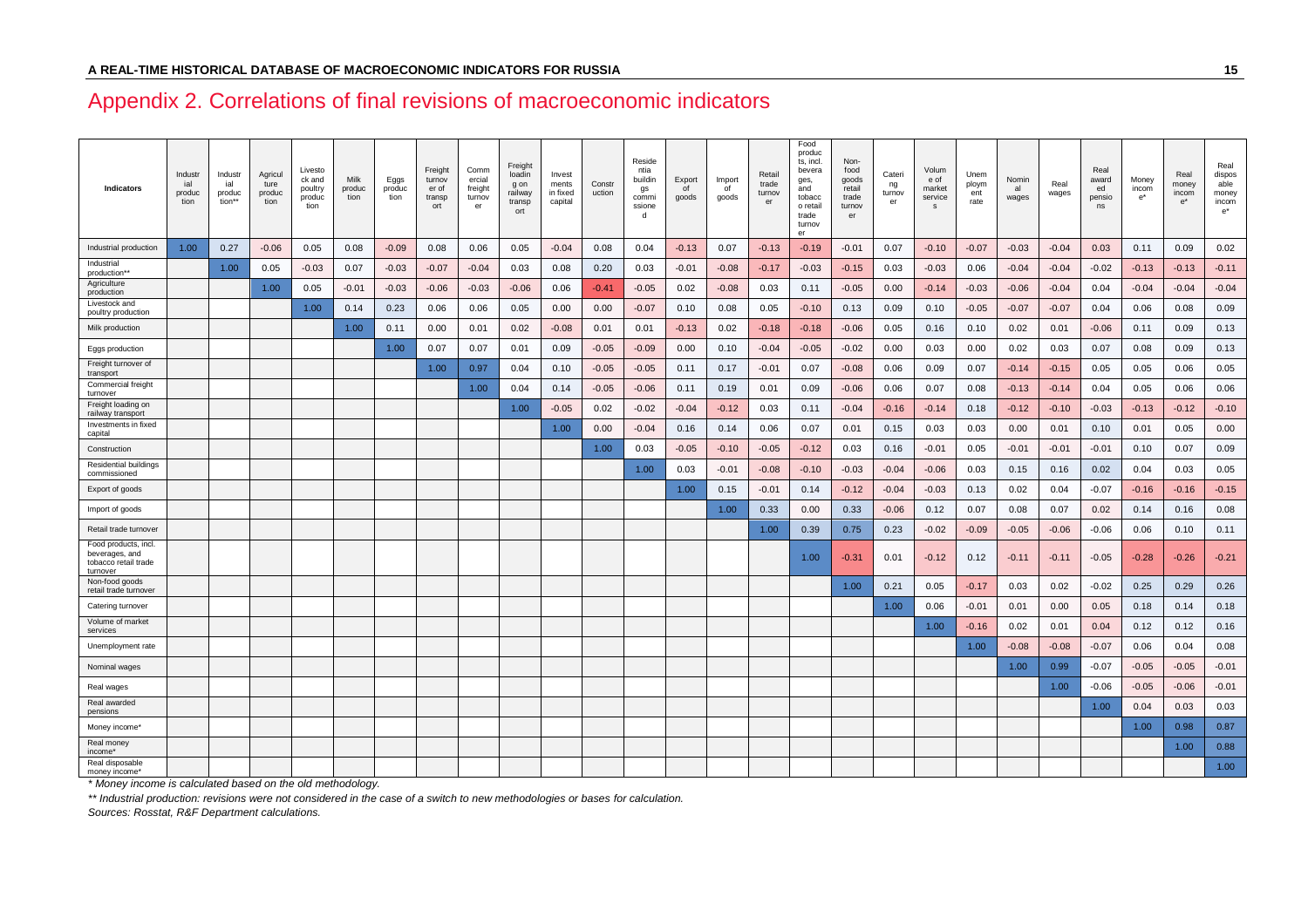# Appendix 2. Correlations of final revisions of macroeconomic indicators

| Indicators | Industrial production | Industrial production** | Agriculture production | Livestock and poultry production | Milk production | Eggs production | Freight turnover of transport | Commercial freight turnover | Freight loading on railway transport | Investments in fixed capital | Construction | Residential buildings commissioned | Export of goods | Import of goods | Retail trade turnover | Food products, incl. beverages, and tobacco retail trade turnover | Non-food goods retail trade turnover | Catering turnover | Volume of market services | Unemployment rate | Nominal wages | Real wages | Real awarded pensions | Money income* | Real money income* | Real disposable money income* |
|---|---|---|---|---|---|---|---|---|---|---|---|---|---|---|---|---|---|---|---|---|---|---|---|---|---|---|
| Industrial production | 1.00 | 0.27 | -0.06 | 0.05 | 0.08 | -0.09 | 0.08 | 0.06 | 0.05 | -0.04 | 0.08 | 0.04 | -0.13 | 0.07 | -0.13 | -0.19 | -0.01 | 0.07 | -0.10 | -0.07 | -0.03 | -0.04 | 0.03 | 0.11 | 0.09 | 0.02 |
| Industrial production** | | 1.00 | 0.05 | -0.03 | 0.07 | -0.03 | -0.07 | -0.04 | 0.03 | 0.08 | 0.20 | 0.03 | -0.01 | -0.08 | -0.17 | -0.03 | -0.15 | 0.03 | -0.03 | 0.06 | -0.04 | -0.04 | -0.02 | -0.13 | -0.13 | -0.11 |
| Agriculture production | | | 1.00 | 0.05 | -0.01 | -0.03 | -0.06 | -0.03 | -0.06 | 0.06 | -0.41 | -0.05 | 0.02 | -0.08 | 0.03 | 0.11 | -0.05 | 0.00 | -0.14 | -0.03 | -0.06 | -0.04 | 0.04 | -0.04 | -0.04 | -0.04 |
| Livestock and poultry production | | | | 1.00 | 0.14 | 0.23 | 0.06 | 0.06 | 0.05 | 0.00 | 0.00 | -0.07 | 0.10 | 0.08 | 0.05 | -0.10 | 0.13 | 0.09 | 0.10 | -0.05 | -0.07 | -0.07 | 0.04 | 0.06 | 0.08 | 0.09 |
| Milk production | | | | | 1.00 | 0.11 | 0.00 | 0.01 | 0.02 | -0.08 | 0.01 | 0.01 | -0.13 | 0.02 | -0.18 | -0.18 | -0.06 | 0.05 | 0.16 | 0.10 | 0.02 | 0.01 | -0.06 | 0.11 | 0.09 | 0.13 |
| Eggs production | | | | | | 1.00 | 0.07 | 0.07 | 0.01 | 0.09 | -0.05 | -0.09 | 0.00 | 0.10 | -0.04 | -0.05 | -0.02 | 0.00 | 0.03 | 0.00 | 0.02 | 0.03 | 0.07 | 0.08 | 0.09 | 0.13 |
| Freight turnover of transport | | | | | | | 1.00 | 0.97 | 0.04 | 0.10 | -0.05 | -0.05 | 0.11 | 0.17 | -0.01 | 0.07 | -0.08 | 0.06 | 0.09 | 0.07 | -0.14 | -0.15 | 0.05 | 0.05 | 0.06 | 0.05 |
| Commercial freight turnover | | | | | | | | 1.00 | 0.04 | 0.14 | -0.05 | -0.06 | 0.11 | 0.19 | 0.01 | 0.09 | -0.06 | 0.06 | 0.07 | 0.08 | -0.13 | -0.14 | 0.04 | 0.05 | 0.06 | 0.06 |
| Freight loading on railway transport | | | | | | | | | 1.00 | -0.05 | 0.02 | -0.02 | -0.04 | -0.12 | 0.03 | 0.11 | -0.04 | -0.16 | -0.14 | 0.18 | -0.12 | -0.10 | -0.03 | -0.13 | -0.12 | -0.10 |
| Investments in fixed capital | | | | | | | | | | 1.00 | 0.00 | -0.04 | 0.16 | 0.14 | 0.06 | 0.07 | 0.01 | 0.15 | 0.03 | 0.03 | 0.00 | 0.01 | 0.10 | 0.01 | 0.05 | 0.00 |
| Construction | | | | | | | | | | | 1.00 | 0.03 | -0.05 | -0.10 | -0.05 | -0.12 | 0.03 | 0.16 | -0.01 | 0.05 | -0.01 | -0.01 | -0.01 | 0.10 | 0.07 | 0.09 |
| Residential buildings commissioned | | | | | | | | | | | | 1.00 | 0.03 | -0.01 | -0.08 | -0.10 | -0.03 | -0.04 | -0.06 | 0.03 | 0.15 | 0.16 | 0.02 | 0.04 | 0.03 | 0.05 |
| Export of goods | | | | | | | | | | | | | 1.00 | 0.15 | -0.01 | 0.14 | -0.12 | -0.04 | -0.03 | 0.13 | 0.02 | 0.04 | -0.07 | -0.16 | -0.16 | -0.15 |
| Import of goods | | | | | | | | | | | | | | 1.00 | 0.33 | 0.00 | 0.33 | -0.06 | 0.12 | 0.07 | 0.08 | 0.07 | 0.02 | 0.14 | 0.16 | 0.08 |
| Retail trade turnover | | | | | | | | | | | | | | | 1.00 | 0.39 | 0.75 | 0.23 | -0.02 | -0.09 | -0.05 | -0.06 | -0.06 | 0.06 | 0.10 | 0.11 |
| Food products, incl. beverages, and tobacco retail trade turnover | | | | | | | | | | | | | | | | 1.00 | -0.31 | 0.01 | -0.12 | 0.12 | -0.11 | -0.11 | -0.05 | -0.28 | -0.26 | -0.21 |
| Non-food goods retail trade turnover | | | | | | | | | | | | | | | | | 1.00 | 0.21 | 0.05 | -0.17 | 0.03 | 0.02 | -0.02 | 0.25 | 0.29 | 0.26 |
| Catering turnover | | | | | | | | | | | | | | | | | | 1.00 | 0.06 | -0.01 | 0.01 | 0.00 | 0.05 | 0.18 | 0.14 | 0.18 |
| Volume of market services | | | | | | | | | | | | | | | | | | | 1.00 | -0.16 | 0.02 | 0.01 | 0.04 | 0.12 | 0.12 | 0.16 |
| Unemployment rate | | | | | | | | | | | | | | | | | | | | 1.00 | -0.08 | -0.08 | -0.07 | 0.06 | 0.04 | 0.08 |
| Nominal wages | | | | | | | | | | | | | | | | | | | | | 1.00 | 0.99 | -0.07 | -0.05 | -0.05 | -0.01 |
| Real wages | | | | | | | | | | | | | | | | | | | | | | 1.00 | -0.06 | -0.05 | -0.06 | -0.01 |
| Real awarded pensions | | | | | | | | | | | | | | | | | | | | | | | 1.00 | 0.04 | 0.03 | 0.03 |
| Money income* | | | | | | | | | | | | | | | | | | | | | | | | 1.00 | 0.98 | 0.87 |
| Real money income* | | | | | | | | | | | | | | | | | | | | | | | | | 1.00 | 0.88 |
| Real disposable money income* | | | | | | | | | | | | | | | | | | | | | | | | | | 1.00 |

*\* Money income is calculated based on the old methodology.*

*\*\* Industrial production: revisions were not considered in the case of a switch to new methodologies or bases for calculation.*

*Sources: Rosstat, R&F Department calculations.*